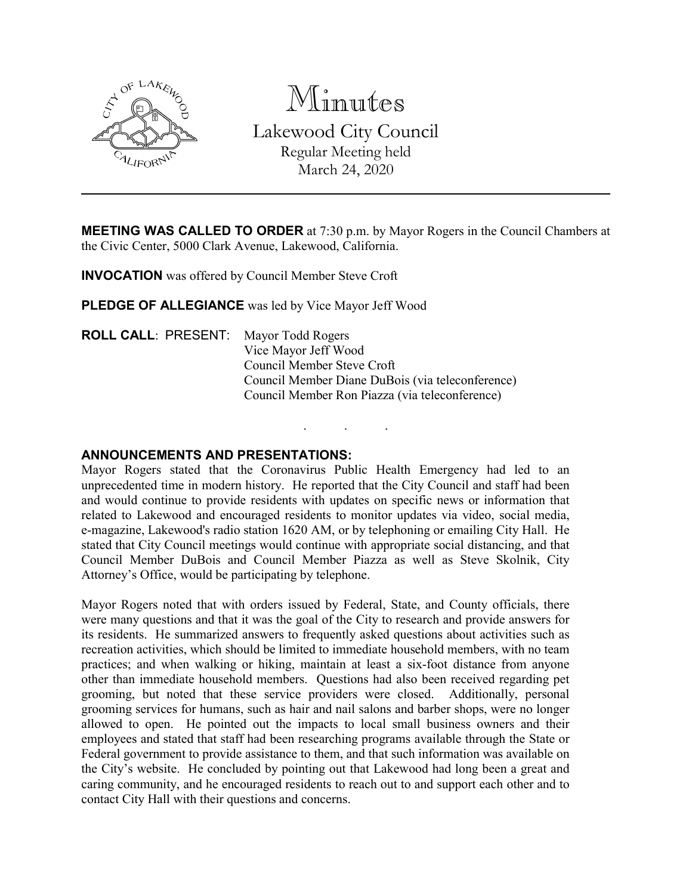# Minutes

## Lakewood City Council

Regular Meeting held
March 24, 2020

---

**MEETING WAS CALLED TO ORDER** at 7:30 p.m. by Mayor Rogers in the Council Chambers at the Civic Center, 5000 Clark Avenue, Lakewood, California.

**INVOCATION** was offered by Council Member Steve Croft

**PLEDGE OF ALLEGIANCE** was led by Vice Mayor Jeff Wood

**ROLL CALL**: PRESENT: Mayor Todd Rogers
Vice Mayor Jeff Wood
Council Member Steve Croft
Council Member Diane DuBois (via teleconference)
Council Member Ron Piazza (via teleconference)

. . .

**ANNOUNCEMENTS AND PRESENTATIONS:**

Mayor Rogers stated that the Coronavirus Public Health Emergency had led to an unprecedented time in modern history. He reported that the City Council and staff had been and would continue to provide residents with updates on specific news or information that related to Lakewood and encouraged residents to monitor updates via video, social media, e-magazine, Lakewood's radio station 1620 AM, or by telephoning or emailing City Hall. He stated that City Council meetings would continue with appropriate social distancing, and that Council Member DuBois and Council Member Piazza as well as Steve Skolnik, City Attorney's Office, would be participating by telephone.

Mayor Rogers noted that with orders issued by Federal, State, and County officials, there were many questions and that it was the goal of the City to research and provide answers for its residents. He summarized answers to frequently asked questions about activities such as recreation activities, which should be limited to immediate household members, with no team practices; and when walking or hiking, maintain at least a six-foot distance from anyone other than immediate household members. Questions had also been received regarding pet grooming, but noted that these service providers were closed. Additionally, personal grooming services for humans, such as hair and nail salons and barber shops, were no longer allowed to open. He pointed out the impacts to local small business owners and their employees and stated that staff had been researching programs available through the State or Federal government to provide assistance to them, and that such information was available on the City's website. He concluded by pointing out that Lakewood had long been a great and caring community, and he encouraged residents to reach out to and support each other and to contact City Hall with their questions and concerns.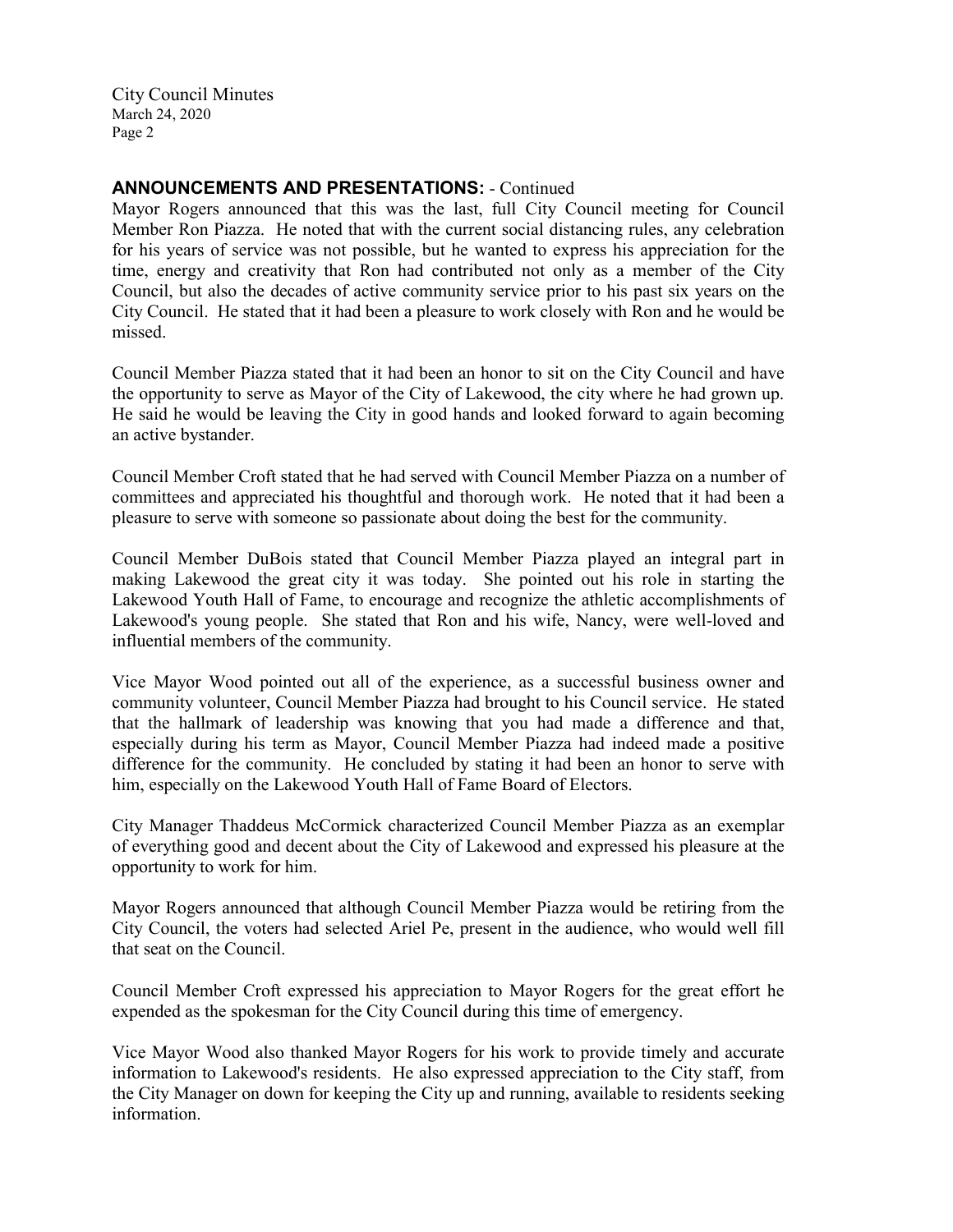**ANNOUNCEMENTS AND PRESENTATIONS:** - Continued

Mayor Rogers announced that this was the last, full City Council meeting for Council Member Ron Piazza. He noted that with the current social distancing rules, any celebration for his years of service was not possible, but he wanted to express his appreciation for the time, energy and creativity that Ron had contributed not only as a member of the City Council, but also the decades of active community service prior to his past six years on the City Council. He stated that it had been a pleasure to work closely with Ron and he would be missed.

Council Member Piazza stated that it had been an honor to sit on the City Council and have the opportunity to serve as Mayor of the City of Lakewood, the city where he had grown up. He said he would be leaving the City in good hands and looked forward to again becoming an active bystander.

Council Member Croft stated that he had served with Council Member Piazza on a number of committees and appreciated his thoughtful and thorough work. He noted that it had been a pleasure to serve with someone so passionate about doing the best for the community.

Council Member DuBois stated that Council Member Piazza played an integral part in making Lakewood the great city it was today. She pointed out his role in starting the Lakewood Youth Hall of Fame, to encourage and recognize the athletic accomplishments of Lakewood's young people. She stated that Ron and his wife, Nancy, were well-loved and influential members of the community.

Vice Mayor Wood pointed out all of the experience, as a successful business owner and community volunteer, Council Member Piazza had brought to his Council service. He stated that the hallmark of leadership was knowing that you had made a difference and that, especially during his term as Mayor, Council Member Piazza had indeed made a positive difference for the community. He concluded by stating it had been an honor to serve with him, especially on the Lakewood Youth Hall of Fame Board of Electors.

City Manager Thaddeus McCormick characterized Council Member Piazza as an exemplar of everything good and decent about the City of Lakewood and expressed his pleasure at the opportunity to work for him.

Mayor Rogers announced that although Council Member Piazza would be retiring from the City Council, the voters had selected Ariel Pe, present in the audience, who would well fill that seat on the Council.

Council Member Croft expressed his appreciation to Mayor Rogers for the great effort he expended as the spokesman for the City Council during this time of emergency.

Vice Mayor Wood also thanked Mayor Rogers for his work to provide timely and accurate information to Lakewood's residents. He also expressed appreciation to the City staff, from the City Manager on down for keeping the City up and running, available to residents seeking information.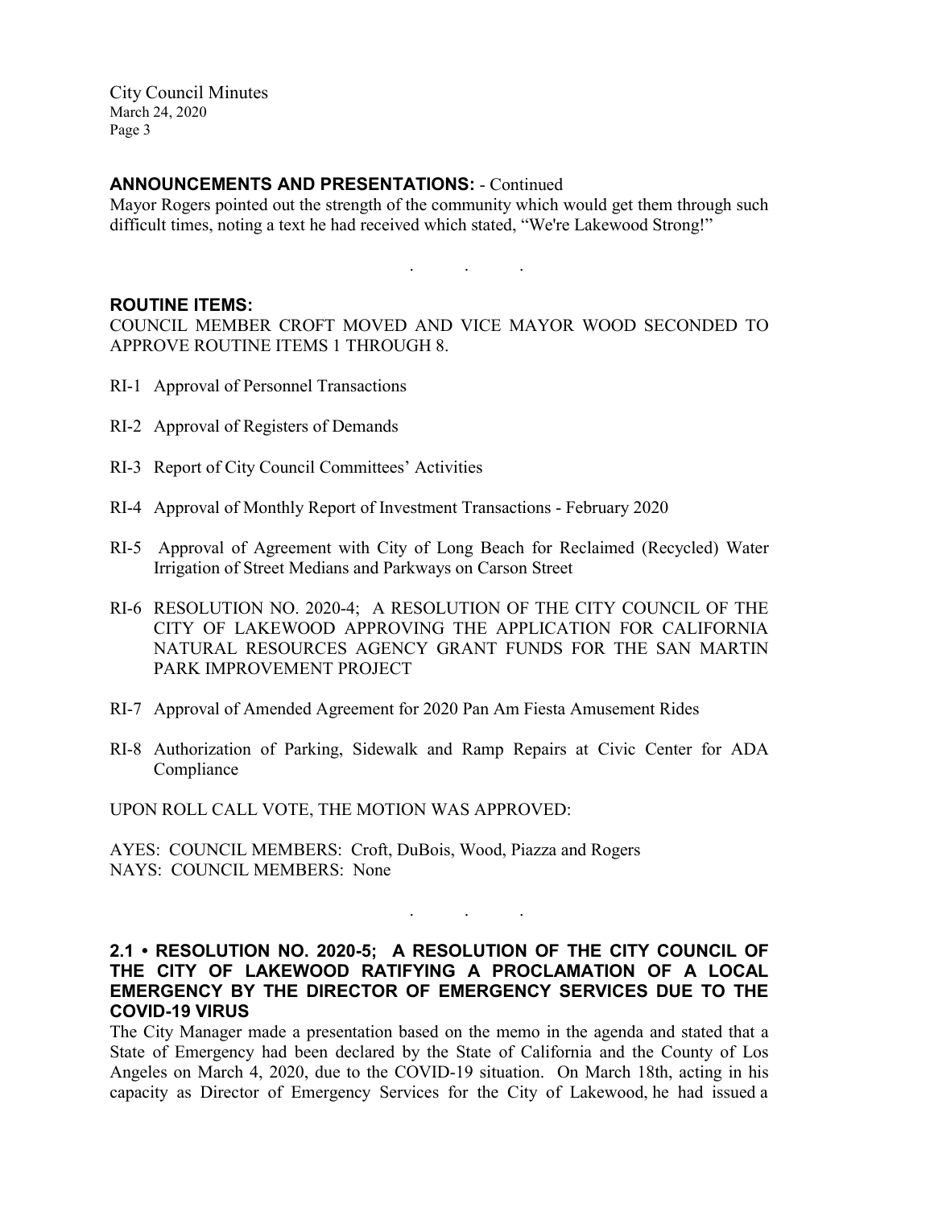## ANNOUNCEMENTS AND PRESENTATIONS: - Continued

Mayor Rogers pointed out the strength of the community which would get them through such difficult times, noting a text he had received which stated, "We're Lakewood Strong!"

. . .

## ROUTINE ITEMS:

COUNCIL MEMBER CROFT MOVED AND VICE MAYOR WOOD SECONDED TO APPROVE ROUTINE ITEMS 1 THROUGH 8.

RI-1 Approval of Personnel Transactions

RI-2 Approval of Registers of Demands

RI-3 Report of City Council Committees' Activities

RI-4 Approval of Monthly Report of Investment Transactions - February 2020

RI-5 Approval of Agreement with City of Long Beach for Reclaimed (Recycled) Water Irrigation of Street Medians and Parkways on Carson Street

RI-6 RESOLUTION NO. 2020-4; A RESOLUTION OF THE CITY COUNCIL OF THE CITY OF LAKEWOOD APPROVING THE APPLICATION FOR CALIFORNIA NATURAL RESOURCES AGENCY GRANT FUNDS FOR THE SAN MARTIN PARK IMPROVEMENT PROJECT

RI-7 Approval of Amended Agreement for 2020 Pan Am Fiesta Amusement Rides

RI-8 Authorization of Parking, Sidewalk and Ramp Repairs at Civic Center for ADA Compliance

UPON ROLL CALL VOTE, THE MOTION WAS APPROVED:

AYES: COUNCIL MEMBERS: Croft, DuBois, Wood, Piazza and Rogers
NAYS: COUNCIL MEMBERS: None

. . .

## 2.1 • RESOLUTION NO. 2020-5; A RESOLUTION OF THE CITY COUNCIL OF THE CITY OF LAKEWOOD RATIFYING A PROCLAMATION OF A LOCAL EMERGENCY BY THE DIRECTOR OF EMERGENCY SERVICES DUE TO THE COVID-19 VIRUS

The City Manager made a presentation based on the memo in the agenda and stated that a State of Emergency had been declared by the State of California and the County of Los Angeles on March 4, 2020, due to the COVID-19 situation. On March 18th, acting in his capacity as Director of Emergency Services for the City of Lakewood, he had issued a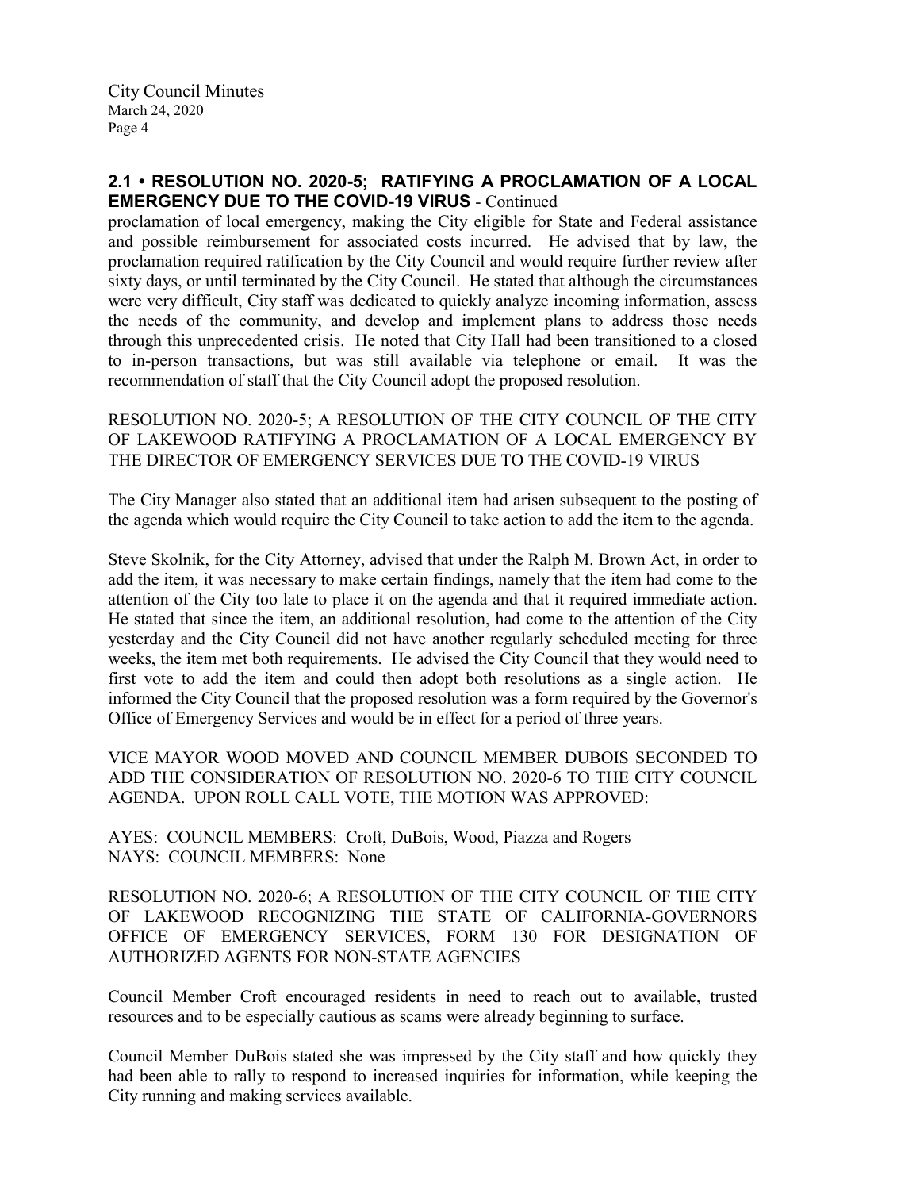## 2.1 • RESOLUTION NO. 2020-5; RATIFYING A PROCLAMATION OF A LOCAL EMERGENCY DUE TO THE COVID-19 VIRUS - Continued

proclamation of local emergency, making the City eligible for State and Federal assistance and possible reimbursement for associated costs incurred. He advised that by law, the proclamation required ratification by the City Council and would require further review after sixty days, or until terminated by the City Council. He stated that although the circumstances were very difficult, City staff was dedicated to quickly analyze incoming information, assess the needs of the community, and develop and implement plans to address those needs through this unprecedented crisis. He noted that City Hall had been transitioned to a closed to in-person transactions, but was still available via telephone or email. It was the recommendation of staff that the City Council adopt the proposed resolution.

RESOLUTION NO. 2020-5; A RESOLUTION OF THE CITY COUNCIL OF THE CITY OF LAKEWOOD RATIFYING A PROCLAMATION OF A LOCAL EMERGENCY BY THE DIRECTOR OF EMERGENCY SERVICES DUE TO THE COVID-19 VIRUS

The City Manager also stated that an additional item had arisen subsequent to the posting of the agenda which would require the City Council to take action to add the item to the agenda.

Steve Skolnik, for the City Attorney, advised that under the Ralph M. Brown Act, in order to add the item, it was necessary to make certain findings, namely that the item had come to the attention of the City too late to place it on the agenda and that it required immediate action. He stated that since the item, an additional resolution, had come to the attention of the City yesterday and the City Council did not have another regularly scheduled meeting for three weeks, the item met both requirements. He advised the City Council that they would need to first vote to add the item and could then adopt both resolutions as a single action. He informed the City Council that the proposed resolution was a form required by the Governor's Office of Emergency Services and would be in effect for a period of three years.

VICE MAYOR WOOD MOVED AND COUNCIL MEMBER DUBOIS SECONDED TO ADD THE CONSIDERATION OF RESOLUTION NO. 2020-6 TO THE CITY COUNCIL AGENDA. UPON ROLL CALL VOTE, THE MOTION WAS APPROVED:

AYES: COUNCIL MEMBERS: Croft, DuBois, Wood, Piazza and Rogers
NAYS: COUNCIL MEMBERS: None

RESOLUTION NO. 2020-6; A RESOLUTION OF THE CITY COUNCIL OF THE CITY OF LAKEWOOD RECOGNIZING THE STATE OF CALIFORNIA-GOVERNORS OFFICE OF EMERGENCY SERVICES, FORM 130 FOR DESIGNATION OF AUTHORIZED AGENTS FOR NON-STATE AGENCIES

Council Member Croft encouraged residents in need to reach out to available, trusted resources and to be especially cautious as scams were already beginning to surface.

Council Member DuBois stated she was impressed by the City staff and how quickly they had been able to rally to respond to increased inquiries for information, while keeping the City running and making services available.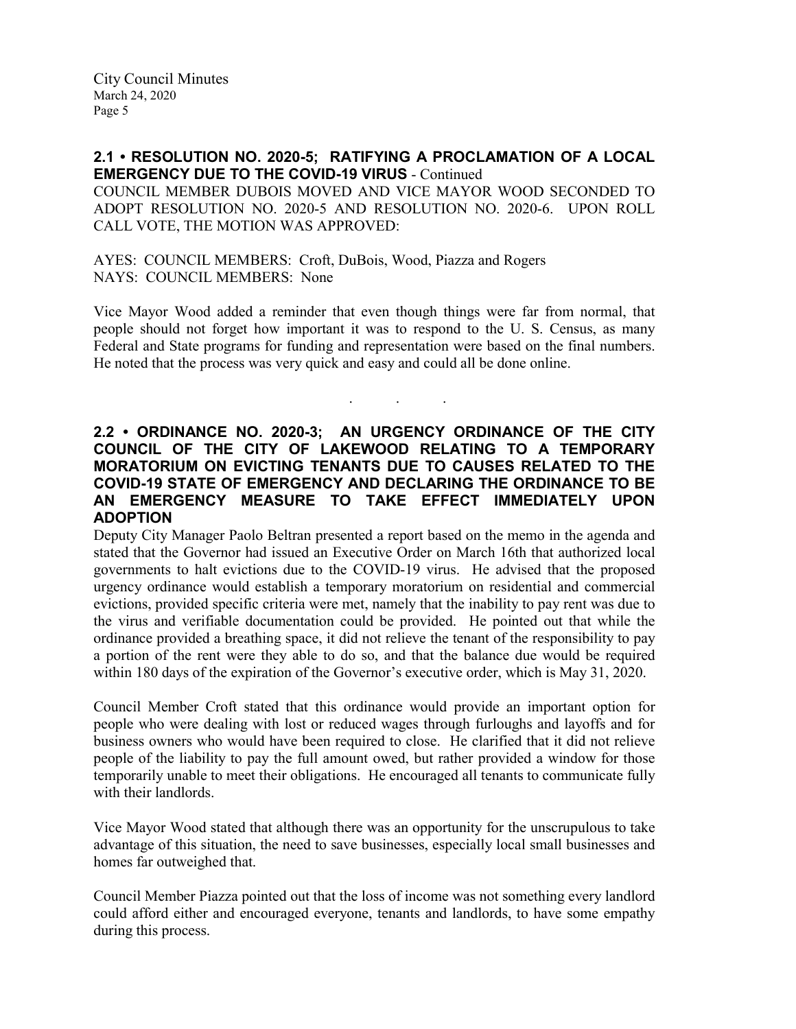**2.1 • RESOLUTION NO. 2020-5; RATIFYING A PROCLAMATION OF A LOCAL EMERGENCY DUE TO THE COVID-19 VIRUS** - Continued

COUNCIL MEMBER DUBOIS MOVED AND VICE MAYOR WOOD SECONDED TO ADOPT RESOLUTION NO. 2020-5 AND RESOLUTION NO. 2020-6. UPON ROLL CALL VOTE, THE MOTION WAS APPROVED:

AYES: COUNCIL MEMBERS: Croft, DuBois, Wood, Piazza and Rogers
NAYS: COUNCIL MEMBERS: None

Vice Mayor Wood added a reminder that even though things were far from normal, that people should not forget how important it was to respond to the U. S. Census, as many Federal and State programs for funding and representation were based on the final numbers. He noted that the process was very quick and easy and could all be done online.

. . .

**2.2 • ORDINANCE NO. 2020-3; AN URGENCY ORDINANCE OF THE CITY COUNCIL OF THE CITY OF LAKEWOOD RELATING TO A TEMPORARY MORATORIUM ON EVICTING TENANTS DUE TO CAUSES RELATED TO THE COVID-19 STATE OF EMERGENCY AND DECLARING THE ORDINANCE TO BE AN EMERGENCY MEASURE TO TAKE EFFECT IMMEDIATELY UPON ADOPTION**

Deputy City Manager Paolo Beltran presented a report based on the memo in the agenda and stated that the Governor had issued an Executive Order on March 16th that authorized local governments to halt evictions due to the COVID-19 virus. He advised that the proposed urgency ordinance would establish a temporary moratorium on residential and commercial evictions, provided specific criteria were met, namely that the inability to pay rent was due to the virus and verifiable documentation could be provided. He pointed out that while the ordinance provided a breathing space, it did not relieve the tenant of the responsibility to pay a portion of the rent were they able to do so, and that the balance due would be required within 180 days of the expiration of the Governor's executive order, which is May 31, 2020.

Council Member Croft stated that this ordinance would provide an important option for people who were dealing with lost or reduced wages through furloughs and layoffs and for business owners who would have been required to close. He clarified that it did not relieve people of the liability to pay the full amount owed, but rather provided a window for those temporarily unable to meet their obligations. He encouraged all tenants to communicate fully with their landlords.

Vice Mayor Wood stated that although there was an opportunity for the unscrupulous to take advantage of this situation, the need to save businesses, especially local small businesses and homes far outweighed that.

Council Member Piazza pointed out that the loss of income was not something every landlord could afford either and encouraged everyone, tenants and landlords, to have some empathy during this process.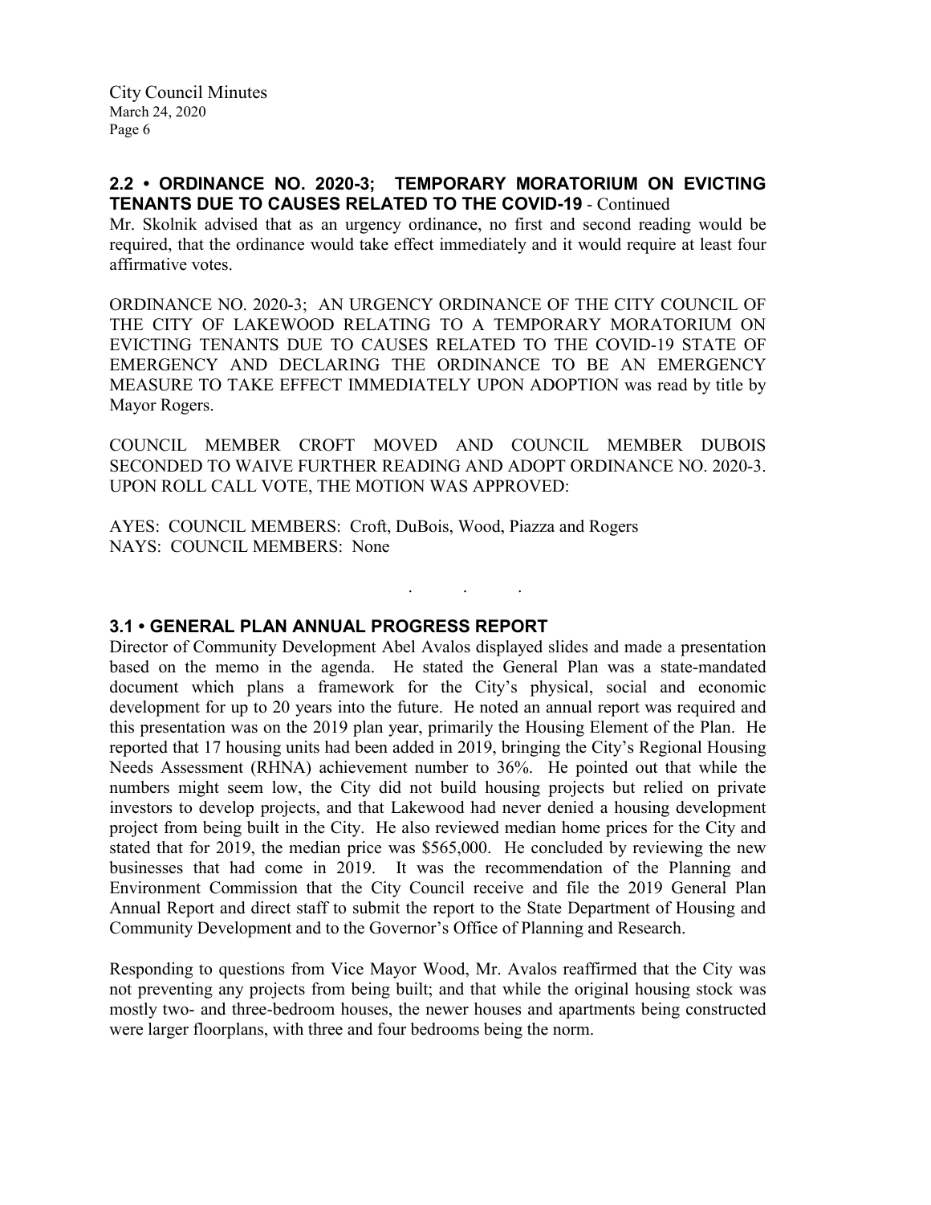## 2.2 • ORDINANCE NO. 2020-3; TEMPORARY MORATORIUM ON EVICTING TENANTS DUE TO CAUSES RELATED TO THE COVID-19 - Continued

Mr. Skolnik advised that as an urgency ordinance, no first and second reading would be required, that the ordinance would take effect immediately and it would require at least four affirmative votes.

ORDINANCE NO. 2020-3; AN URGENCY ORDINANCE OF THE CITY COUNCIL OF THE CITY OF LAKEWOOD RELATING TO A TEMPORARY MORATORIUM ON EVICTING TENANTS DUE TO CAUSES RELATED TO THE COVID-19 STATE OF EMERGENCY AND DECLARING THE ORDINANCE TO BE AN EMERGENCY MEASURE TO TAKE EFFECT IMMEDIATELY UPON ADOPTION was read by title by Mayor Rogers.

COUNCIL MEMBER CROFT MOVED AND COUNCIL MEMBER DUBOIS SECONDED TO WAIVE FURTHER READING AND ADOPT ORDINANCE NO. 2020-3. UPON ROLL CALL VOTE, THE MOTION WAS APPROVED:

AYES: COUNCIL MEMBERS: Croft, DuBois, Wood, Piazza and Rogers
NAYS: COUNCIL MEMBERS: None

. . .

## 3.1 • GENERAL PLAN ANNUAL PROGRESS REPORT

Director of Community Development Abel Avalos displayed slides and made a presentation based on the memo in the agenda. He stated the General Plan was a state-mandated document which plans a framework for the City's physical, social and economic development for up to 20 years into the future. He noted an annual report was required and this presentation was on the 2019 plan year, primarily the Housing Element of the Plan. He reported that 17 housing units had been added in 2019, bringing the City's Regional Housing Needs Assessment (RHNA) achievement number to 36%. He pointed out that while the numbers might seem low, the City did not build housing projects but relied on private investors to develop projects, and that Lakewood had never denied a housing development project from being built in the City. He also reviewed median home prices for the City and stated that for 2019, the median price was $565,000. He concluded by reviewing the new businesses that had come in 2019. It was the recommendation of the Planning and Environment Commission that the City Council receive and file the 2019 General Plan Annual Report and direct staff to submit the report to the State Department of Housing and Community Development and to the Governor's Office of Planning and Research.

Responding to questions from Vice Mayor Wood, Mr. Avalos reaffirmed that the City was not preventing any projects from being built; and that while the original housing stock was mostly two- and three-bedroom houses, the newer houses and apartments being constructed were larger floorplans, with three and four bedrooms being the norm.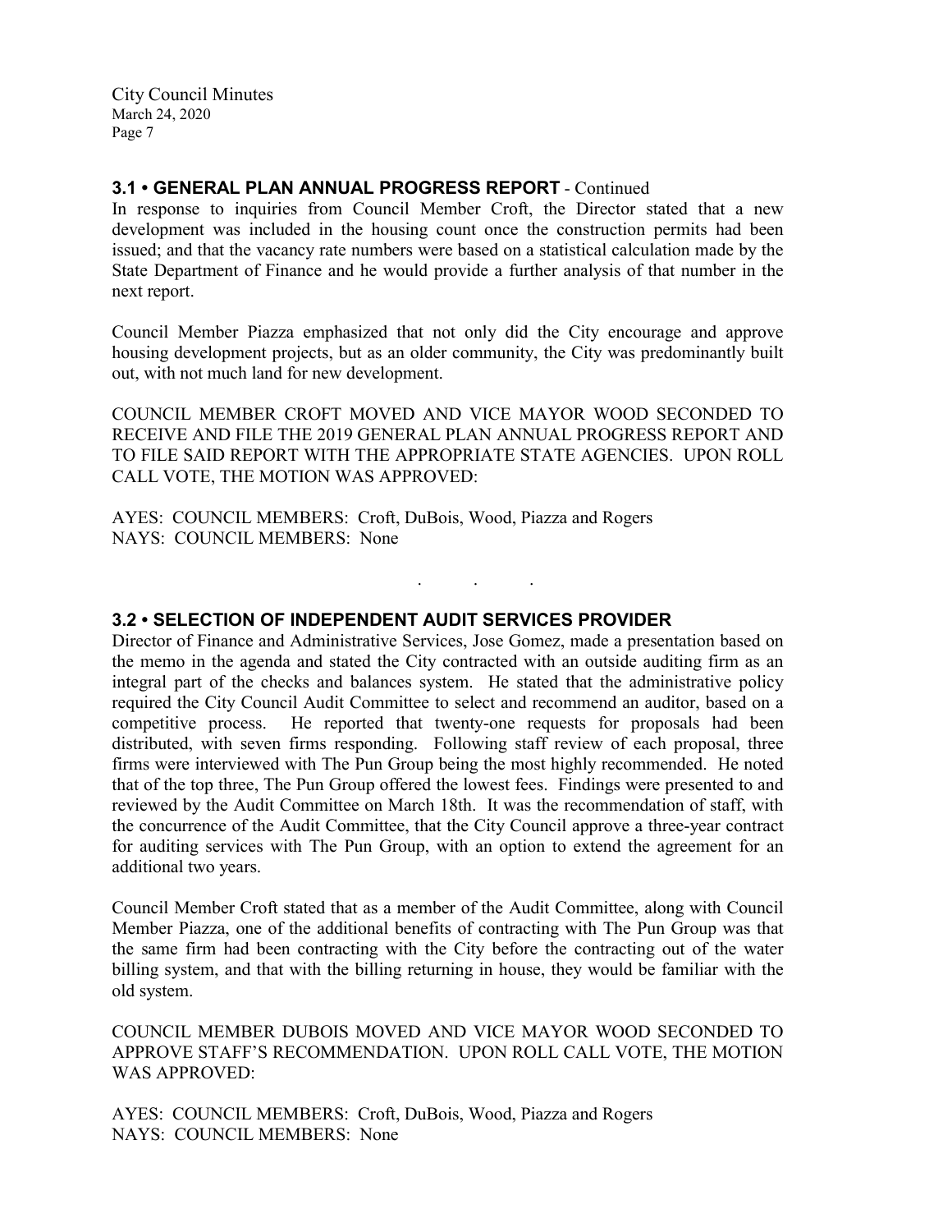### 3.1 • GENERAL PLAN ANNUAL PROGRESS REPORT - Continued

In response to inquiries from Council Member Croft, the Director stated that a new development was included in the housing count once the construction permits had been issued; and that the vacancy rate numbers were based on a statistical calculation made by the State Department of Finance and he would provide a further analysis of that number in the next report.

Council Member Piazza emphasized that not only did the City encourage and approve housing development projects, but as an older community, the City was predominantly built out, with not much land for new development.

COUNCIL MEMBER CROFT MOVED AND VICE MAYOR WOOD SECONDED TO RECEIVE AND FILE THE 2019 GENERAL PLAN ANNUAL PROGRESS REPORT AND TO FILE SAID REPORT WITH THE APPROPRIATE STATE AGENCIES. UPON ROLL CALL VOTE, THE MOTION WAS APPROVED:

AYES: COUNCIL MEMBERS: Croft, DuBois, Wood, Piazza and Rogers
NAYS: COUNCIL MEMBERS: None

. . .

### 3.2 • SELECTION OF INDEPENDENT AUDIT SERVICES PROVIDER

Director of Finance and Administrative Services, Jose Gomez, made a presentation based on the memo in the agenda and stated the City contracted with an outside auditing firm as an integral part of the checks and balances system. He stated that the administrative policy required the City Council Audit Committee to select and recommend an auditor, based on a competitive process. He reported that twenty-one requests for proposals had been distributed, with seven firms responding. Following staff review of each proposal, three firms were interviewed with The Pun Group being the most highly recommended. He noted that of the top three, The Pun Group offered the lowest fees. Findings were presented to and reviewed by the Audit Committee on March 18th. It was the recommendation of staff, with the concurrence of the Audit Committee, that the City Council approve a three-year contract for auditing services with The Pun Group, with an option to extend the agreement for an additional two years.

Council Member Croft stated that as a member of the Audit Committee, along with Council Member Piazza, one of the additional benefits of contracting with The Pun Group was that the same firm had been contracting with the City before the contracting out of the water billing system, and that with the billing returning in house, they would be familiar with the old system.

COUNCIL MEMBER DUBOIS MOVED AND VICE MAYOR WOOD SECONDED TO APPROVE STAFF'S RECOMMENDATION. UPON ROLL CALL VOTE, THE MOTION WAS APPROVED:

AYES: COUNCIL MEMBERS: Croft, DuBois, Wood, Piazza and Rogers
NAYS: COUNCIL MEMBERS: None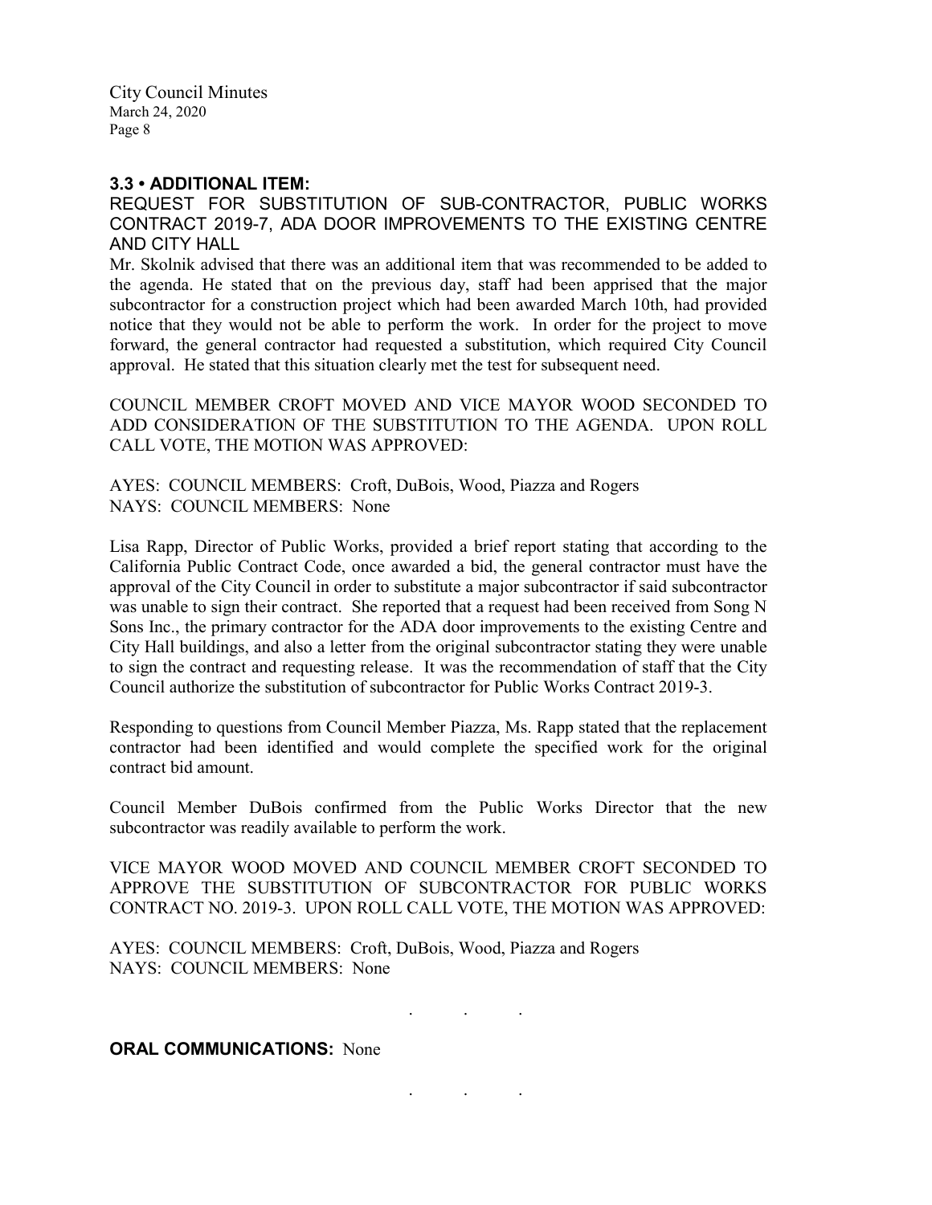### 3.3 • ADDITIONAL ITEM:

REQUEST FOR SUBSTITUTION OF SUB-CONTRACTOR, PUBLIC WORKS CONTRACT 2019-7, ADA DOOR IMPROVEMENTS TO THE EXISTING CENTRE AND CITY HALL

Mr. Skolnik advised that there was an additional item that was recommended to be added to the agenda. He stated that on the previous day, staff had been apprised that the major subcontractor for a construction project which had been awarded March 10th, had provided notice that they would not be able to perform the work. In order for the project to move forward, the general contractor had requested a substitution, which required City Council approval. He stated that this situation clearly met the test for subsequent need.

COUNCIL MEMBER CROFT MOVED AND VICE MAYOR WOOD SECONDED TO ADD CONSIDERATION OF THE SUBSTITUTION TO THE AGENDA. UPON ROLL CALL VOTE, THE MOTION WAS APPROVED:

AYES: COUNCIL MEMBERS: Croft, DuBois, Wood, Piazza and Rogers
NAYS: COUNCIL MEMBERS: None

Lisa Rapp, Director of Public Works, provided a brief report stating that according to the California Public Contract Code, once awarded a bid, the general contractor must have the approval of the City Council in order to substitute a major subcontractor if said subcontractor was unable to sign their contract. She reported that a request had been received from Song N Sons Inc., the primary contractor for the ADA door improvements to the existing Centre and City Hall buildings, and also a letter from the original subcontractor stating they were unable to sign the contract and requesting release. It was the recommendation of staff that the City Council authorize the substitution of subcontractor for Public Works Contract 2019-3.

Responding to questions from Council Member Piazza, Ms. Rapp stated that the replacement contractor had been identified and would complete the specified work for the original contract bid amount.

Council Member DuBois confirmed from the Public Works Director that the new subcontractor was readily available to perform the work.

VICE MAYOR WOOD MOVED AND COUNCIL MEMBER CROFT SECONDED TO APPROVE THE SUBSTITUTION OF SUBCONTRACTOR FOR PUBLIC WORKS CONTRACT NO. 2019-3. UPON ROLL CALL VOTE, THE MOTION WAS APPROVED:

AYES: COUNCIL MEMBERS: Croft, DuBois, Wood, Piazza and Rogers
NAYS: COUNCIL MEMBERS: None

. . .

**ORAL COMMUNICATIONS:** None

. . .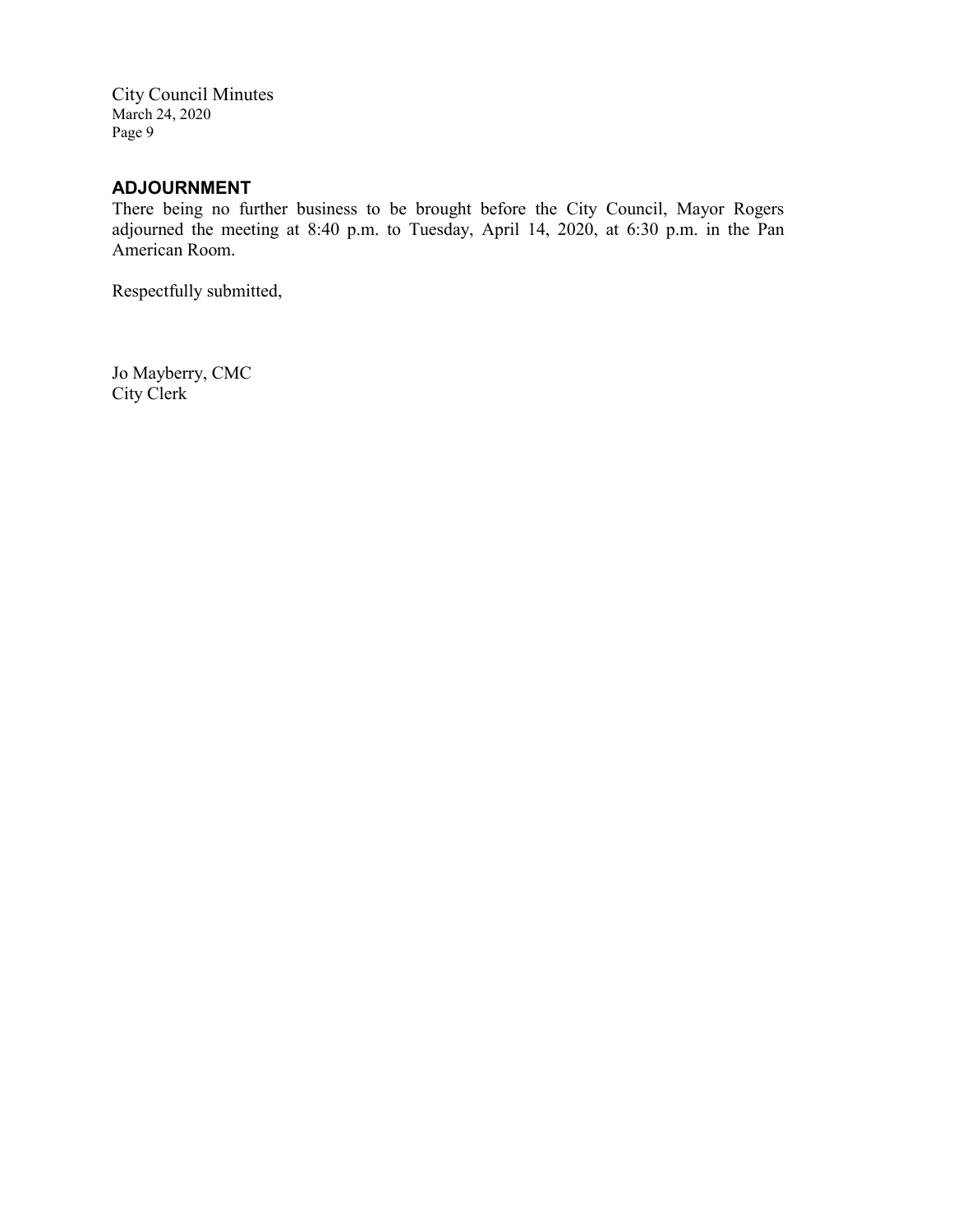## ADJOURNMENT

There being no further business to be brought before the City Council, Mayor Rogers adjourned the meeting at 8:40 p.m. to Tuesday, April 14, 2020, at 6:30 p.m. in the Pan American Room.

Respectfully submitted,

Jo Mayberry, CMC
City Clerk